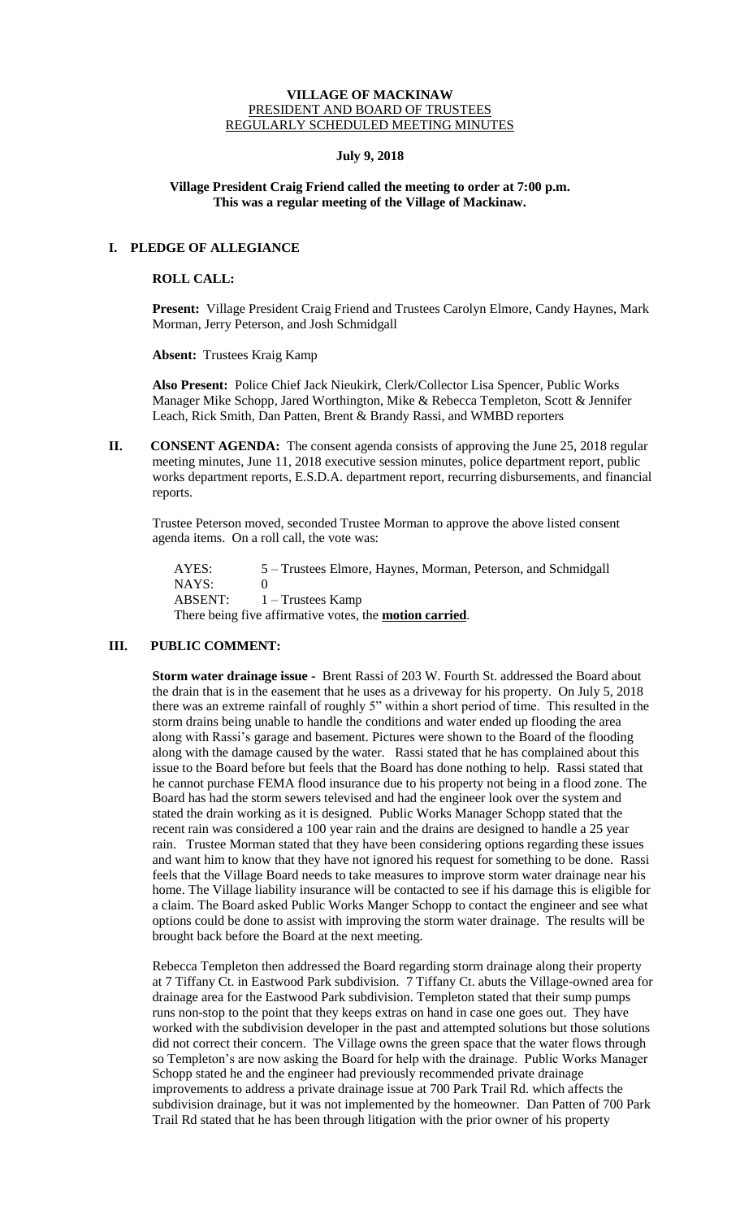**VILLAGE OF MACKINAW**
PRESIDENT AND BOARD OF TRUSTEES
REGULARLY SCHEDULED MEETING MINUTES

**July 9, 2018**

**Village President Craig Friend called the meeting to order at 7:00 p.m.**
**This was a regular meeting of the Village of Mackinaw.**

## I. PLEDGE OF ALLEGIANCE

**ROLL CALL:**

**Present:** Village President Craig Friend and Trustees Carolyn Elmore, Candy Haynes, Mark Morman, Jerry Peterson, and Josh Schmidgall

**Absent:** Trustees Kraig Kamp

**Also Present:** Police Chief Jack Nieukirk, Clerk/Collector Lisa Spencer, Public Works Manager Mike Schopp, Jared Worthington, Mike & Rebecca Templeton, Scott & Jennifer Leach, Rick Smith, Dan Patten, Brent & Brandy Rassi, and WMBD reporters

## II. CONSENT AGENDA:

The consent agenda consists of approving the June 25, 2018 regular meeting minutes, June 11, 2018 executive session minutes, police department report, public works department reports, E.S.D.A. department report, recurring disbursements, and financial reports.

Trustee Peterson moved, seconded Trustee Morman to approve the above listed consent agenda items. On a roll call, the vote was:

AYES: 5 – Trustees Elmore, Haynes, Morman, Peterson, and Schmidgall
NAYS: 0
ABSENT: 1 – Trustees Kamp
There being five affirmative votes, the **motion carried**.

## III. PUBLIC COMMENT:

**Storm water drainage issue -** Brent Rassi of 203 W. Fourth St. addressed the Board about the drain that is in the easement that he uses as a driveway for his property. On July 5, 2018 there was an extreme rainfall of roughly 5" within a short period of time. This resulted in the storm drains being unable to handle the conditions and water ended up flooding the area along with Rassi's garage and basement. Pictures were shown to the Board of the flooding along with the damage caused by the water. Rassi stated that he has complained about this issue to the Board before but feels that the Board has done nothing to help. Rassi stated that he cannot purchase FEMA flood insurance due to his property not being in a flood zone. The Board has had the storm sewers televised and had the engineer look over the system and stated the drain working as it is designed. Public Works Manager Schopp stated that the recent rain was considered a 100 year rain and the drains are designed to handle a 25 year rain. Trustee Morman stated that they have been considering options regarding these issues and want him to know that they have not ignored his request for something to be done. Rassi feels that the Village Board needs to take measures to improve storm water drainage near his home. The Village liability insurance will be contacted to see if his damage this is eligible for a claim. The Board asked Public Works Manger Schopp to contact the engineer and see what options could be done to assist with improving the storm water drainage. The results will be brought back before the Board at the next meeting.

Rebecca Templeton then addressed the Board regarding storm drainage along their property at 7 Tiffany Ct. in Eastwood Park subdivision. 7 Tiffany Ct. abuts the Village-owned area for drainage area for the Eastwood Park subdivision. Templeton stated that their sump pumps runs non-stop to the point that they keeps extras on hand in case one goes out. They have worked with the subdivision developer in the past and attempted solutions but those solutions did not correct their concern. The Village owns the green space that the water flows through so Templeton's are now asking the Board for help with the drainage. Public Works Manager Schopp stated he and the engineer had previously recommended private drainage improvements to address a private drainage issue at 700 Park Trail Rd. which affects the subdivision drainage, but it was not implemented by the homeowner. Dan Patten of 700 Park Trail Rd stated that he has been through litigation with the prior owner of his property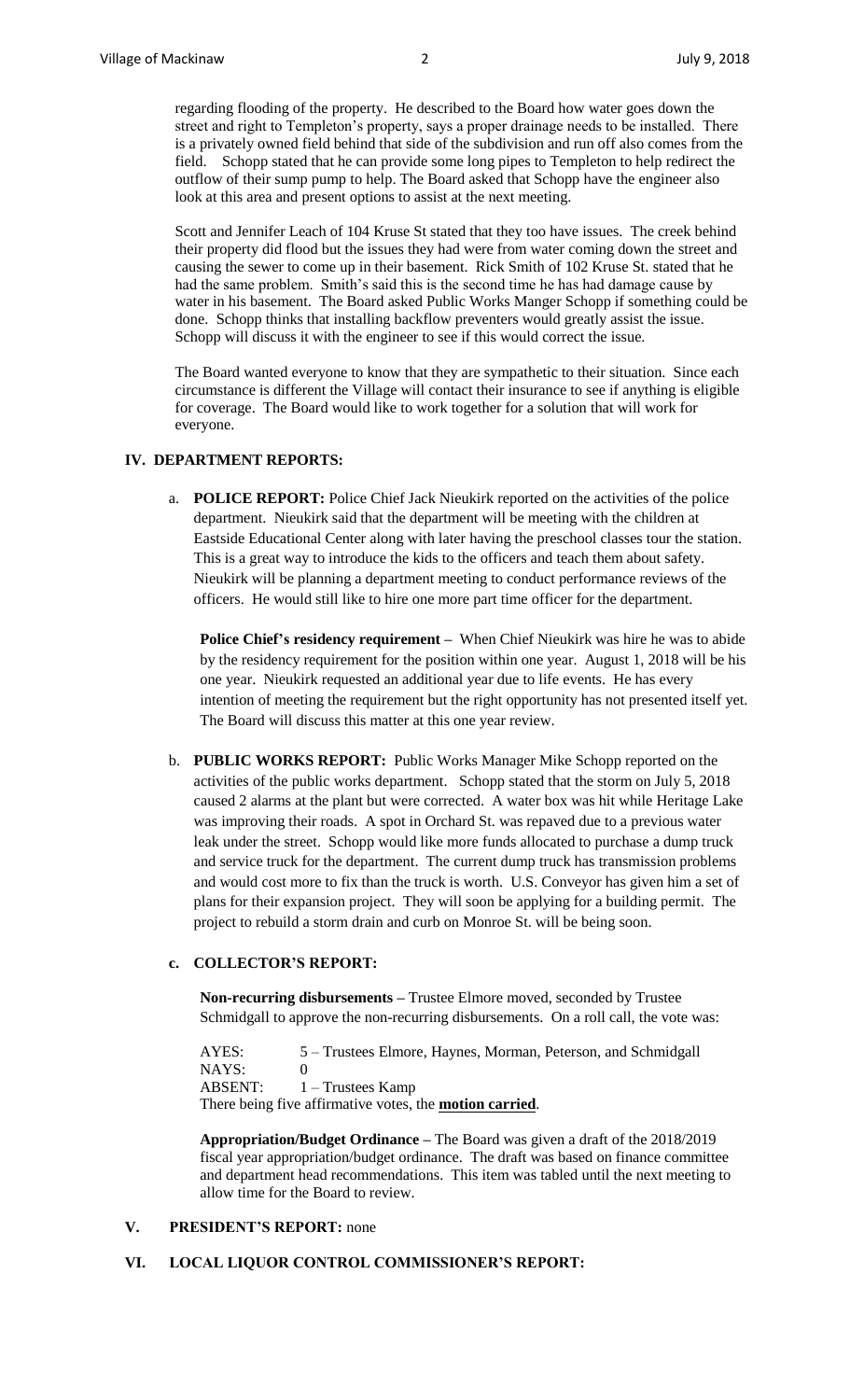regarding flooding of the property. He described to the Board how water goes down the street and right to Templeton's property, says a proper drainage needs to be installed. There is a privately owned field behind that side of the subdivision and run off also comes from the field. Schopp stated that he can provide some long pipes to Templeton to help redirect the outflow of their sump pump to help. The Board asked that Schopp have the engineer also look at this area and present options to assist at the next meeting.

Scott and Jennifer Leach of 104 Kruse St stated that they too have issues. The creek behind their property did flood but the issues they had were from water coming down the street and causing the sewer to come up in their basement. Rick Smith of 102 Kruse St. stated that he had the same problem. Smith's said this is the second time he has had damage cause by water in his basement. The Board asked Public Works Manger Schopp if something could be done. Schopp thinks that installing backflow preventers would greatly assist the issue. Schopp will discuss it with the engineer to see if this would correct the issue.

The Board wanted everyone to know that they are sympathetic to their situation. Since each circumstance is different the Village will contact their insurance to see if anything is eligible for coverage. The Board would like to work together for a solution that will work for everyone.

## IV. DEPARTMENT REPORTS:

a. **POLICE REPORT:** Police Chief Jack Nieukirk reported on the activities of the police department. Nieukirk said that the department will be meeting with the children at Eastside Educational Center along with later having the preschool classes tour the station. This is a great way to introduce the kids to the officers and teach them about safety. Nieukirk will be planning a department meeting to conduct performance reviews of the officers. He would still like to hire one more part time officer for the department.

   **Police Chief's residency requirement –** When Chief Nieukirk was hire he was to abide by the residency requirement for the position within one year. August 1, 2018 will be his one year. Nieukirk requested an additional year due to life events. He has every intention of meeting the requirement but the right opportunity has not presented itself yet. The Board will discuss this matter at this one year review.

b. **PUBLIC WORKS REPORT:** Public Works Manager Mike Schopp reported on the activities of the public works department. Schopp stated that the storm on July 5, 2018 caused 2 alarms at the plant but were corrected. A water box was hit while Heritage Lake was improving their roads. A spot in Orchard St. was repaved due to a previous water leak under the street. Schopp would like more funds allocated to purchase a dump truck and service truck for the department. The current dump truck has transmission problems and would cost more to fix than the truck is worth. U.S. Conveyor has given him a set of plans for their expansion project. They will soon be applying for a building permit. The project to rebuild a storm drain and curb on Monroe St. will be being soon.

c. **COLLECTOR'S REPORT:**

   **Non-recurring disbursements –** Trustee Elmore moved, seconded by Trustee Schmidgall to approve the non-recurring disbursements. On a roll call, the vote was:

   AYES: 5 – Trustees Elmore, Haynes, Morman, Peterson, and Schmidgall
   NAYS: 0
   ABSENT: 1 – Trustees Kamp
   There being five affirmative votes, the **motion carried**.

   **Appropriation/Budget Ordinance –** The Board was given a draft of the 2018/2019 fiscal year appropriation/budget ordinance. The draft was based on finance committee and department head recommendations. This item was tabled until the next meeting to allow time for the Board to review.

## V. PRESIDENT'S REPORT: none

## VI. LOCAL LIQUOR CONTROL COMMISSIONER'S REPORT: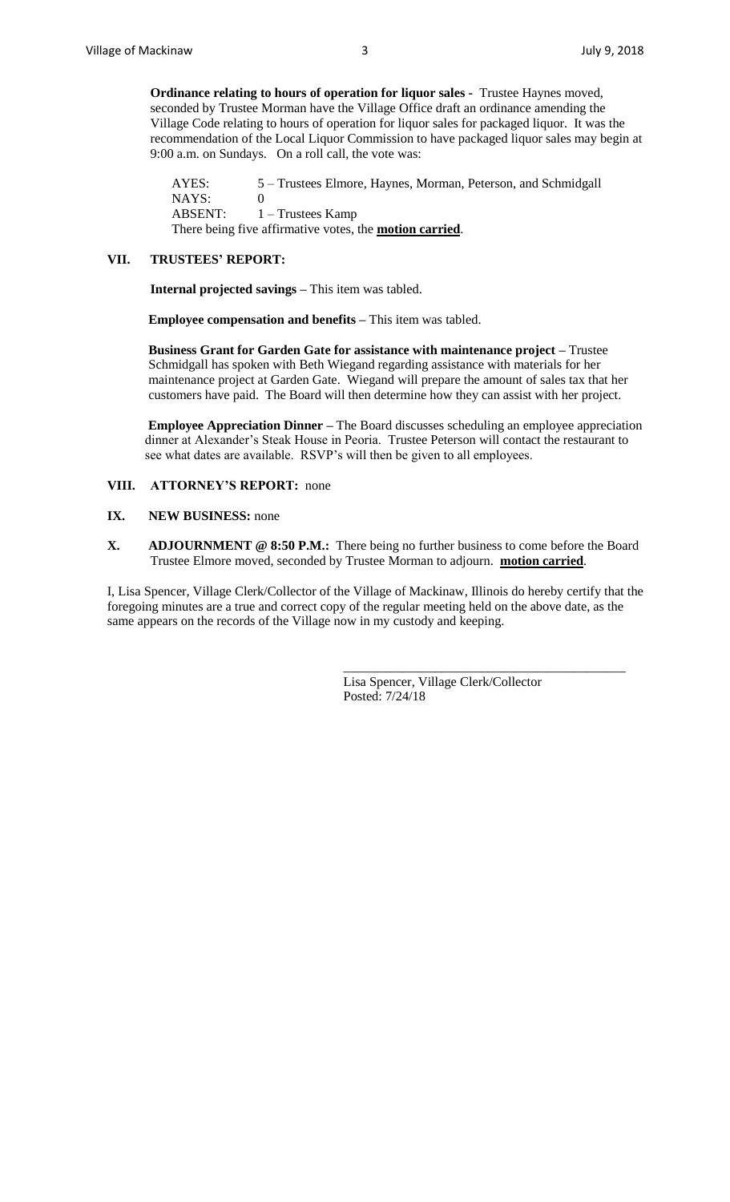**Ordinance relating to hours of operation for liquor sales -** Trustee Haynes moved, seconded by Trustee Morman have the Village Office draft an ordinance amending the Village Code relating to hours of operation for liquor sales for packaged liquor. It was the recommendation of the Local Liquor Commission to have packaged liquor sales may begin at 9:00 a.m. on Sundays. On a roll call, the vote was:

AYES: 5 – Trustees Elmore, Haynes, Morman, Peterson, and Schmidgall
NAYS: 0
ABSENT: 1 – Trustees Kamp
There being five affirmative votes, the **motion carried**.

## VII. TRUSTEES' REPORT:

**Internal projected savings –** This item was tabled.

**Employee compensation and benefits –** This item was tabled.

**Business Grant for Garden Gate for assistance with maintenance project –** Trustee Schmidgall has spoken with Beth Wiegand regarding assistance with materials for her maintenance project at Garden Gate. Wiegand will prepare the amount of sales tax that her customers have paid. The Board will then determine how they can assist with her project.

**Employee Appreciation Dinner –** The Board discusses scheduling an employee appreciation dinner at Alexander's Steak House in Peoria. Trustee Peterson will contact the restaurant to see what dates are available. RSVP's will then be given to all employees.

## VIII. ATTORNEY'S REPORT: none

## IX. NEW BUSINESS: none

## X. ADJOURNMENT @ 8:50 P.M.: There being no further business to come before the Board Trustee Elmore moved, seconded by Trustee Morman to adjourn. **motion carried**.

I, Lisa Spencer, Village Clerk/Collector of the Village of Mackinaw, Illinois do hereby certify that the foregoing minutes are a true and correct copy of the regular meeting held on the above date, as the same appears on the records of the Village now in my custody and keeping.

\_\_\_\_\_\_\_\_\_\_\_\_\_\_\_\_\_\_\_\_\_\_\_\_\_\_\_\_\_\_\_\_\_\_\_\_\_\_\_\_\_\_\_\_

Lisa Spencer, Village Clerk/Collector
Posted: 7/24/18